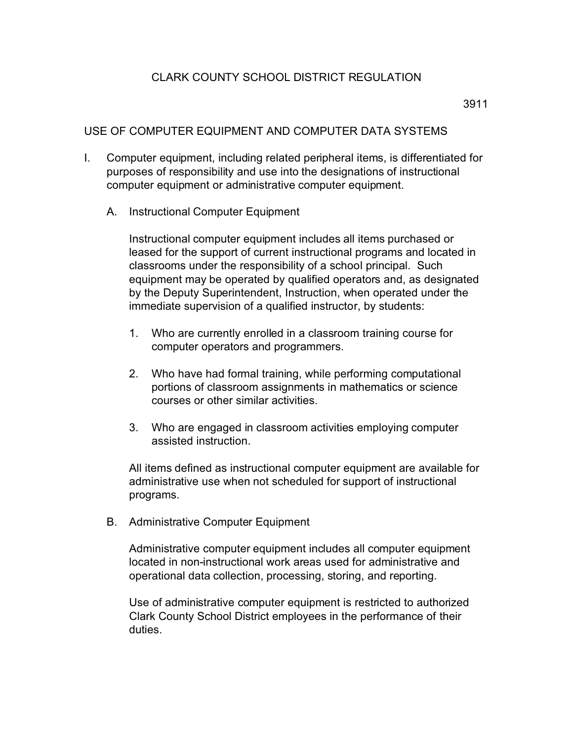# CLARK COUNTY SCHOOL DISTRICT REGULATION

3911

## USE OF COMPUTER EQUIPMENT AND COMPUTER DATA SYSTEMS

I. Computer equipment, including related peripheral items, is differentiated for purposes of responsibility and use into the designations of instructional computer equipment or administrative computer equipment.

   A. Instructional Computer Equipment

      Instructional computer equipment includes all items purchased or leased for the support of current instructional programs and located in classrooms under the responsibility of a school principal. Such equipment may be operated by qualified operators and, as designated by the Deputy Superintendent, Instruction, when operated under the immediate supervision of a qualified instructor, by students:

      1. Who are currently enrolled in a classroom training course for computer operators and programmers.

      2. Who have had formal training, while performing computational portions of classroom assignments in mathematics or science courses or other similar activities.

      3. Who are engaged in classroom activities employing computer assisted instruction.

      All items defined as instructional computer equipment are available for administrative use when not scheduled for support of instructional programs.

   B. Administrative Computer Equipment

      Administrative computer equipment includes all computer equipment located in non-instructional work areas used for administrative and operational data collection, processing, storing, and reporting.

      Use of administrative computer equipment is restricted to authorized Clark County School District employees in the performance of their duties.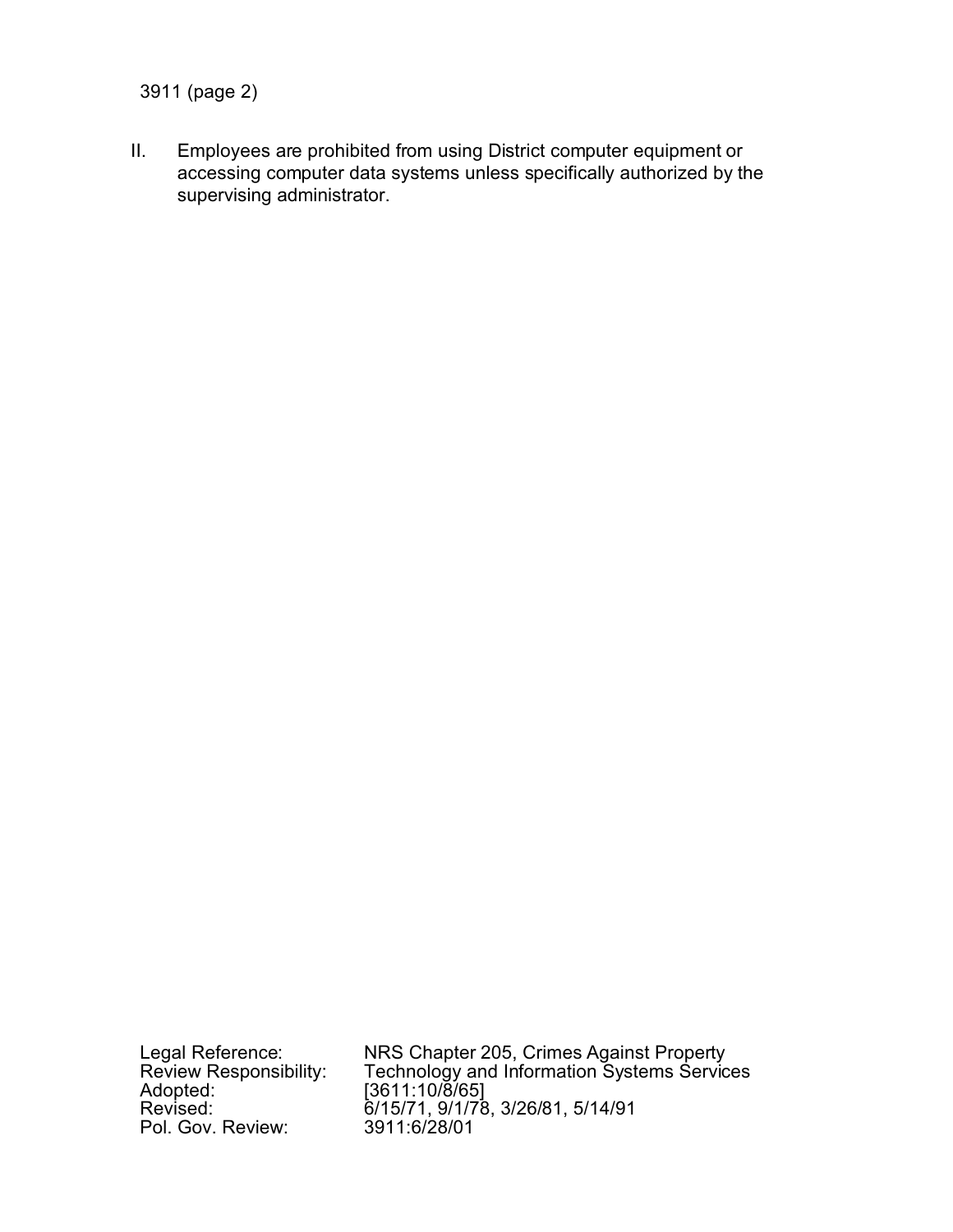II. Employees are prohibited from using District computer equipment or accessing computer data systems unless specifically authorized by the supervising administrator.

| | |
|---|---|
| Legal Reference: | NRS Chapter 205, Crimes Against Property |
| Review Responsibility: | Technology and Information Systems Services |
| Adopted: | [3611:10/8/65] |
| Revised: | 6/15/71, 9/1/78, 3/26/81, 5/14/91 |
| Pol. Gov. Review: | 3911:6/28/01 |